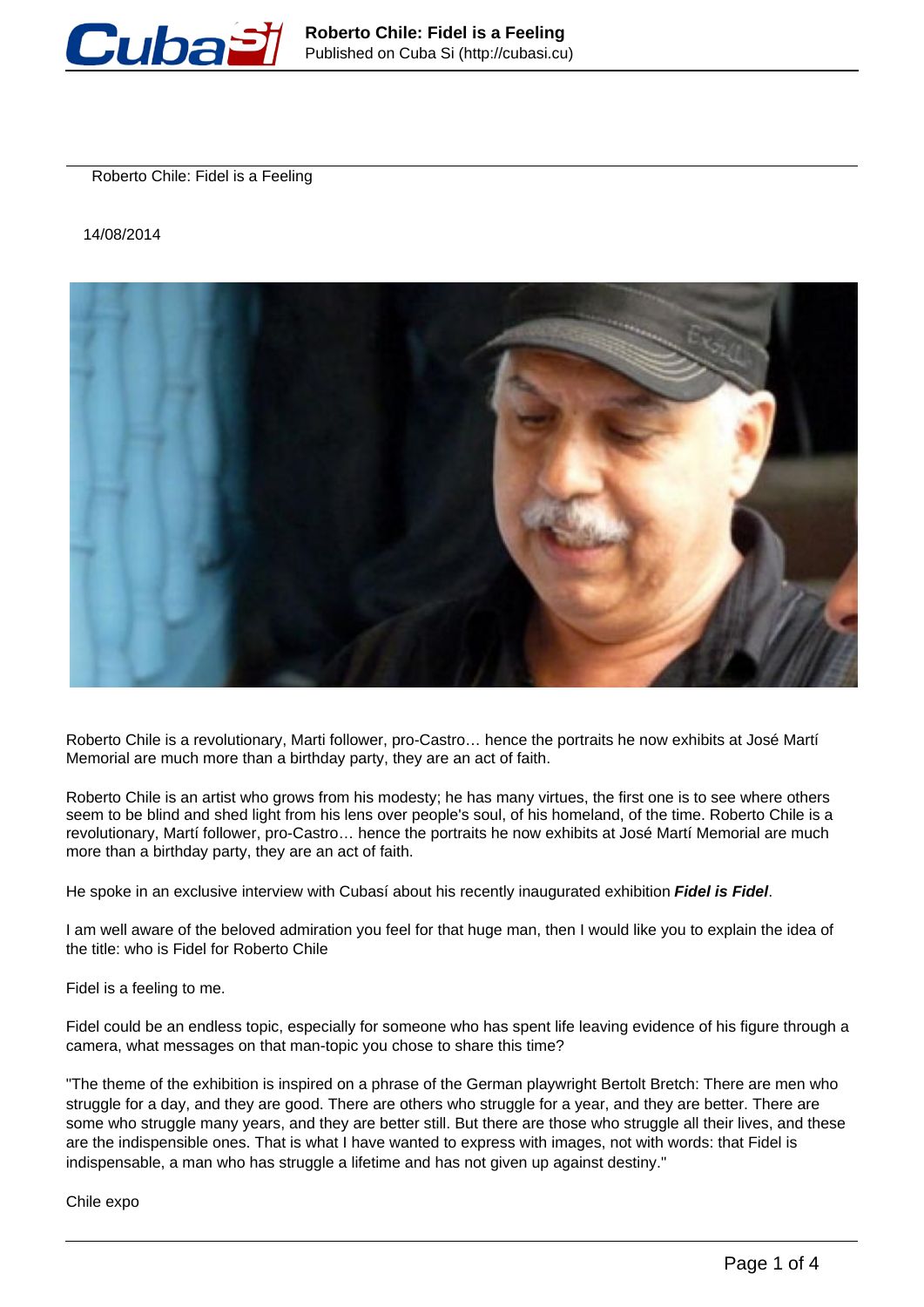# Roberto Chile: Fidel is a Feeling

14/08/2014

Roberto Chile is a revolutionary, Marti follower, pro-Castro… hence the portraits he now exhibits at José Martí Memorial are much more than a birthday party, they are an act of faith.

Roberto Chile is an artist who grows from his modesty; he has many virtues, the first one is to see where others seem to be blind and shed light from his lens over people's soul, of his homeland, of the time. Roberto Chile is a revolutionary, Martí follower, pro-Castro… hence the portraits he now exhibits at José Martí Memorial are much more than a birthday party, they are an act of faith.

He spoke in an exclusive interview with Cubasí about his recently inaugurated exhibition ***Fidel is Fidel***.

I am well aware of the beloved admiration you feel for that huge man, then I would like you to explain the idea of the title: who is Fidel for Roberto Chile

Fidel is a feeling to me.

Fidel could be an endless topic, especially for someone who has spent life leaving evidence of his figure through a camera, what messages on that man-topic you chose to share this time?

"The theme of the exhibition is inspired on a phrase of the German playwright Bertolt Bretch: There are men who struggle for a day, and they are good. There are others who struggle for a year, and they are better. There are some who struggle many years, and they are better still. But there are those who struggle all their lives, and these are the indispensible ones. That is what I have wanted to express with images, not with words: that Fidel is indispensable, a man who has struggle a lifetime and has not given up against destiny."

Chile expo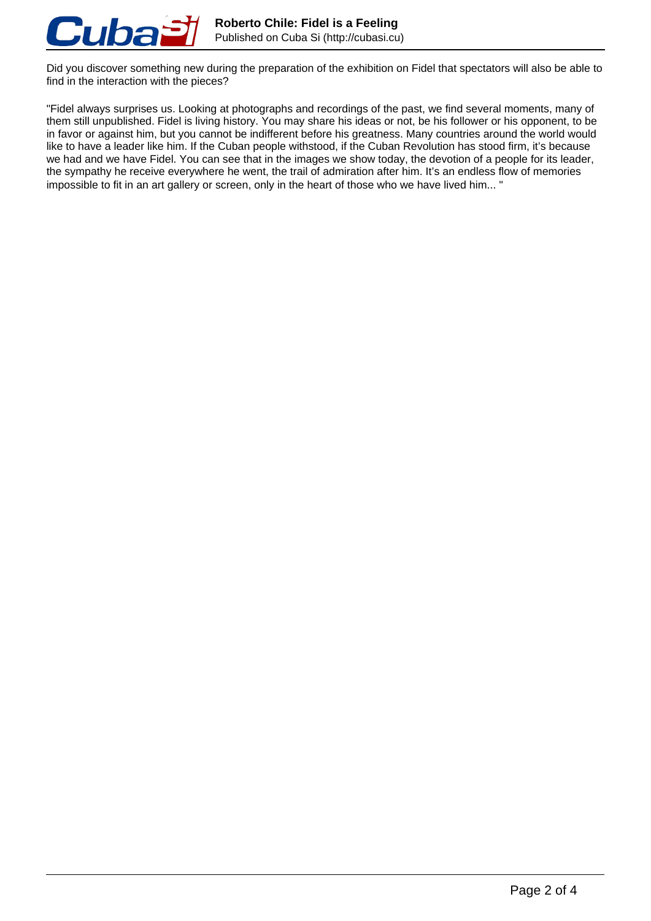Did you discover something new during the preparation of the exhibition on Fidel that spectators will also be able to find in the interaction with the pieces?

"Fidel always surprises us. Looking at photographs and recordings of the past, we find several moments, many of them still unpublished. Fidel is living history. You may share his ideas or not, be his follower or his opponent, to be in favor or against him, but you cannot be indifferent before his greatness. Many countries around the world would like to have a leader like him. If the Cuban people withstood, if the Cuban Revolution has stood firm, it's because we had and we have Fidel. You can see that in the images we show today, the devotion of a people for its leader, the sympathy he receive everywhere he went, the trail of admiration after him. It's an endless flow of memories impossible to fit in an art gallery or screen, only in the heart of those who we have lived him... "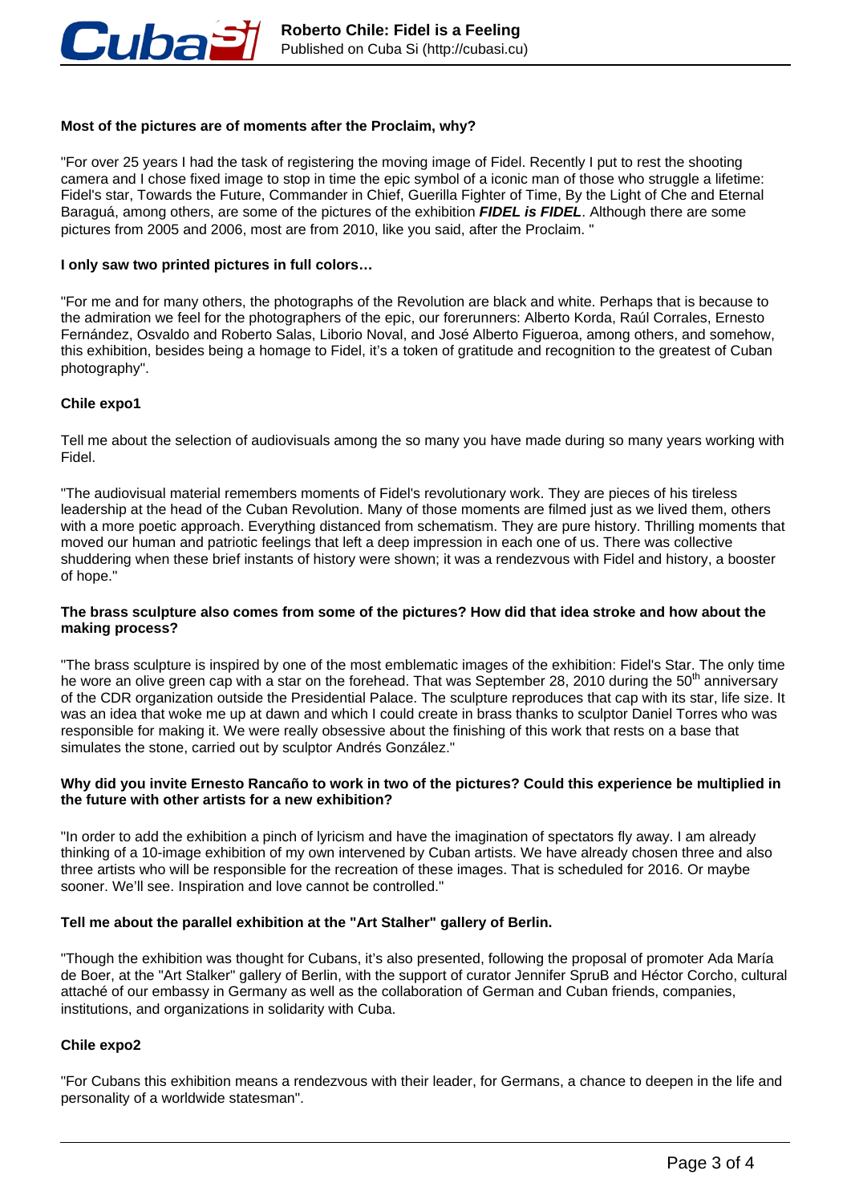**Most of the pictures are of moments after the Proclaim, why?**

"For over 25 years I had the task of registering the moving image of Fidel. Recently I put to rest the shooting camera and I chose fixed image to stop in time the epic symbol of a iconic man of those who struggle a lifetime: Fidel's star, Towards the Future, Commander in Chief, Guerilla Fighter of Time, By the Light of Che and Eternal Baraguá, among others, are some of the pictures of the exhibition ***FIDEL is FIDEL***. Although there are some pictures from 2005 and 2006, most are from 2010, like you said, after the Proclaim. "

**I only saw two printed pictures in full colors…**

"For me and for many others, the photographs of the Revolution are black and white. Perhaps that is because to the admiration we feel for the photographers of the epic, our forerunners: Alberto Korda, Raúl Corrales, Ernesto Fernández, Osvaldo and Roberto Salas, Liborio Noval, and José Alberto Figueroa, among others, and somehow, this exhibition, besides being a homage to Fidel, it's a token of gratitude and recognition to the greatest of Cuban photography".

**Chile expo1**

Tell me about the selection of audiovisuals among the so many you have made during so many years working with Fidel.

"The audiovisual material remembers moments of Fidel's revolutionary work. They are pieces of his tireless leadership at the head of the Cuban Revolution. Many of those moments are filmed just as we lived them, others with a more poetic approach. Everything distanced from schematism. They are pure history. Thrilling moments that moved our human and patriotic feelings that left a deep impression in each one of us. There was collective shuddering when these brief instants of history were shown; it was a rendezvous with Fidel and history, a booster of hope."

**The brass sculpture also comes from some of the pictures? How did that idea stroke and how about the making process?**

"The brass sculpture is inspired by one of the most emblematic images of the exhibition: Fidel's Star. The only time he wore an olive green cap with a star on the forehead. That was September 28, 2010 during the 50th anniversary of the CDR organization outside the Presidential Palace. The sculpture reproduces that cap with its star, life size. It was an idea that woke me up at dawn and which I could create in brass thanks to sculptor Daniel Torres who was responsible for making it. We were really obsessive about the finishing of this work that rests on a base that simulates the stone, carried out by sculptor Andrés González."

**Why did you invite Ernesto Rancaño to work in two of the pictures? Could this experience be multiplied in the future with other artists for a new exhibition?**

"In order to add the exhibition a pinch of lyricism and have the imagination of spectators fly away. I am already thinking of a 10-image exhibition of my own intervened by Cuban artists. We have already chosen three and also three artists who will be responsible for the recreation of these images. That is scheduled for 2016. Or maybe sooner. We'll see. Inspiration and love cannot be controlled."

**Tell me about the parallel exhibition at the "Art Stalher" gallery of Berlin.**

"Though the exhibition was thought for Cubans, it's also presented, following the proposal of promoter Ada María de Boer, at the "Art Stalker" gallery of Berlin, with the support of curator Jennifer SpruB and Héctor Corcho, cultural attaché of our embassy in Germany as well as the collaboration of German and Cuban friends, companies, institutions, and organizations in solidarity with Cuba.

**Chile expo2**

"For Cubans this exhibition means a rendezvous with their leader, for Germans, a chance to deepen in the life and personality of a worldwide statesman".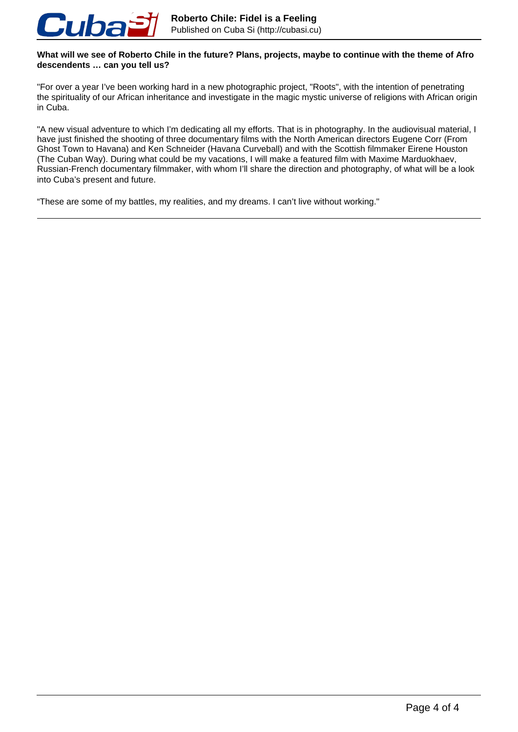**What will we see of Roberto Chile in the future? Plans, projects, maybe to continue with the theme of Afro descendents … can you tell us?**

"For over a year I've been working hard in a new photographic project, "Roots", with the intention of penetrating the spirituality of our African inheritance and investigate in the magic mystic universe of religions with African origin in Cuba.

"A new visual adventure to which I'm dedicating all my efforts. That is in photography. In the audiovisual material, I have just finished the shooting of three documentary films with the North American directors Eugene Corr (From Ghost Town to Havana) and Ken Schneider (Havana Curveball) and with the Scottish filmmaker Eirene Houston (The Cuban Way). During what could be my vacations, I will make a featured film with Maxime Marduokhaev, Russian-French documentary filmmaker, with whom I'll share the direction and photography, of what will be a look into Cuba's present and future.

"These are some of my battles, my realities, and my dreams. I can't live without working."